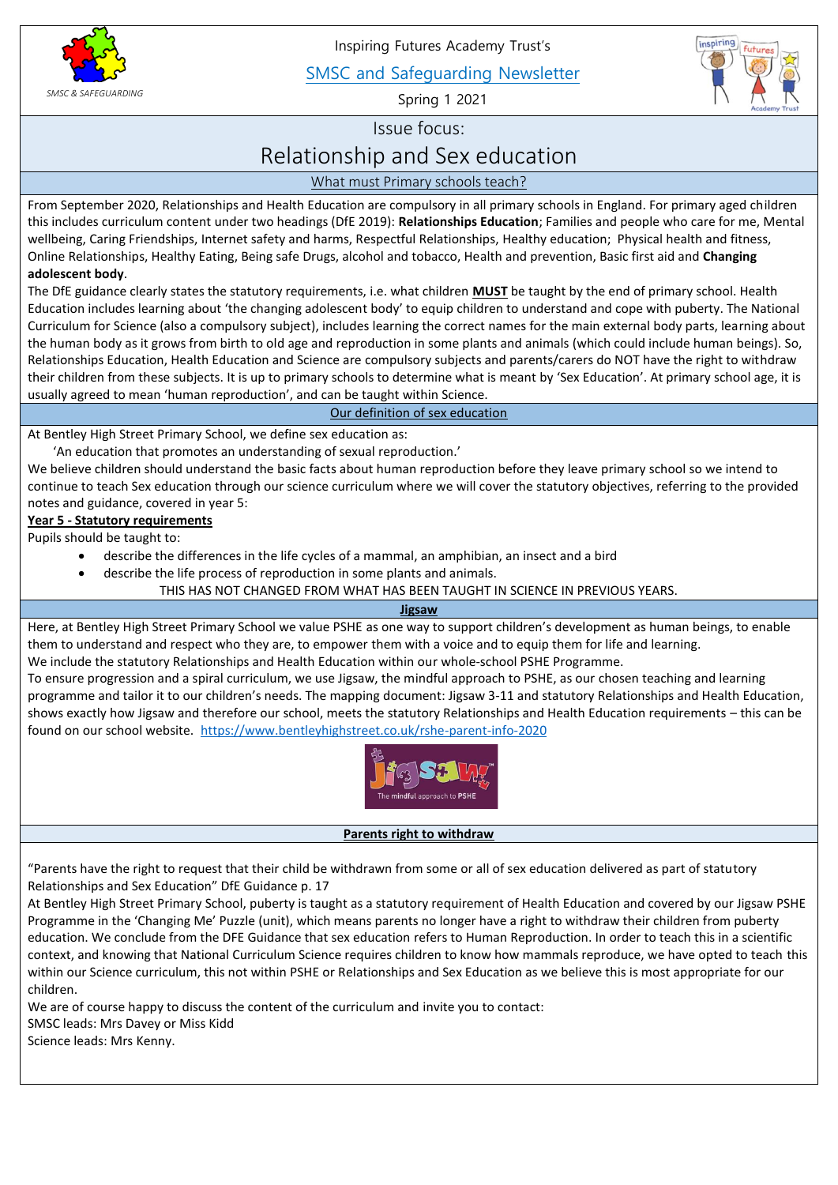Inspiring Futures Academy Trust's

SMSC and Safeguarding Newsletter

Spring 1 2021

SMSC & SAFEGUARDING

# Issue focus:

# Relationship and Sex education

## What must Primary schools teach?

From September 2020, Relationships and Health Education are compulsory in all primary schools in England. For primary aged children this includes curriculum content under two headings (DfE 2019): **Relationships Education**; Families and people who care for me, Mental wellbeing, Caring Friendships, Internet safety and harms, Respectful Relationships, Healthy education; Physical health and fitness, Online Relationships, Healthy Eating, Being safe Drugs, alcohol and tobacco, Health and prevention, Basic first aid and **Changing adolescent body**.

The DfE guidance clearly states the statutory requirements, i.e. what children **MUST** be taught by the end of primary school. Health Education includes learning about 'the changing adolescent body' to equip children to understand and cope with puberty. The National Curriculum for Science (also a compulsory subject), includes learning the correct names for the main external body parts, learning about the human body as it grows from birth to old age and reproduction in some plants and animals (which could include human beings). So, Relationships Education, Health Education and Science are compulsory subjects and parents/carers do NOT have the right to withdraw their children from these subjects. It is up to primary schools to determine what is meant by 'Sex Education'. At primary school age, it is usually agreed to mean 'human reproduction', and can be taught within Science.

## Our definition of sex education

At Bentley High Street Primary School, we define sex education as:

'An education that promotes an understanding of sexual reproduction.'

We believe children should understand the basic facts about human reproduction before they leave primary school so we intend to continue to teach Sex education through our science curriculum where we will cover the statutory objectives, referring to the provided notes and guidance, covered in year 5:

**Year 5 - Statutory requirements**

Pupils should be taught to:

- describe the differences in the life cycles of a mammal, an amphibian, an insect and a bird
- describe the life process of reproduction in some plants and animals.

THIS HAS NOT CHANGED FROM WHAT HAS BEEN TAUGHT IN SCIENCE IN PREVIOUS YEARS.

## Jigsaw

Here, at Bentley High Street Primary School we value PSHE as one way to support children's development as human beings, to enable them to understand and respect who they are, to empower them with a voice and to equip them for life and learning.

We include the statutory Relationships and Health Education within our whole-school PSHE Programme.

To ensure progression and a spiral curriculum, we use Jigsaw, the mindful approach to PSHE, as our chosen teaching and learning programme and tailor it to our children's needs. The mapping document: Jigsaw 3-11 and statutory Relationships and Health Education, shows exactly how Jigsaw and therefore our school, meets the statutory Relationships and Health Education requirements – this can be found on our school website. https://www.bentleyhighstreet.co.uk/rshe-parent-info-2020

Jigsaw – The mindful approach to PSHE

## Parents right to withdraw

"Parents have the right to request that their child be withdrawn from some or all of sex education delivered as part of statutory Relationships and Sex Education" DfE Guidance p. 17

At Bentley High Street Primary School, puberty is taught as a statutory requirement of Health Education and covered by our Jigsaw PSHE Programme in the 'Changing Me' Puzzle (unit), which means parents no longer have a right to withdraw their children from puberty education. We conclude from the DFE Guidance that sex education refers to Human Reproduction. In order to teach this in a scientific context, and knowing that National Curriculum Science requires children to know how mammals reproduce, we have opted to teach this within our Science curriculum, this not within PSHE or Relationships and Sex Education as we believe this is most appropriate for our children.

We are of course happy to discuss the content of the curriculum and invite you to contact:

SMSC leads: Mrs Davey or Miss Kidd

Science leads: Mrs Kenny.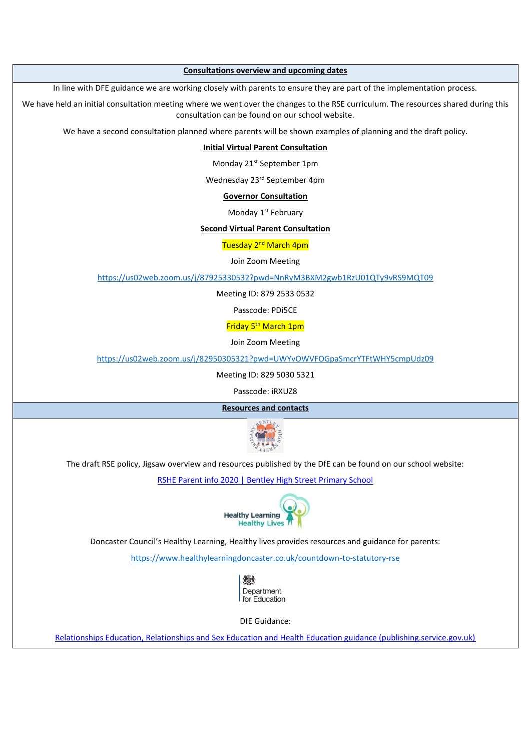## Consultations overview and upcoming dates

In line with DFE guidance we are working closely with parents to ensure they are part of the implementation process.

We have held an initial consultation meeting where we went over the changes to the RSE curriculum. The resources shared during this consultation can be found on our school website.

We have a second consultation planned where parents will be shown examples of planning and the draft policy.

**Initial Virtual Parent Consultation**

Monday 21st September 1pm

Wednesday 23rd September 4pm

**Governor Consultation**

Monday 1st February

**Second Virtual Parent Consultation**

Tuesday 2nd March 4pm

Join Zoom Meeting

https://us02web.zoom.us/j/87925330532?pwd=NnRyM3BXM2gwb1RzU01QTy9vRS9MQT09

Meeting ID: 879 2533 0532

Passcode: PDi5CE

Friday 5th March 1pm

Join Zoom Meeting

https://us02web.zoom.us/j/82950305321?pwd=UWYvOWVFOGpaSmcrYTFtWHY5cmpUdz09

Meeting ID: 829 5030 5321

Passcode: iRXUZ8

## Resources and contacts

The draft RSE policy, Jigsaw overview and resources published by the DfE can be found on our school website:

RSHE Parent info 2020 | Bentley High Street Primary School

Healthy Learning Healthy Lives

Doncaster Council's Healthy Learning, Healthy lives provides resources and guidance for parents:

https://www.healthylearningdoncaster.co.uk/countdown-to-statutory-rse

Department for Education

DfE Guidance:

Relationships Education, Relationships and Sex Education and Health Education guidance (publishing.service.gov.uk)